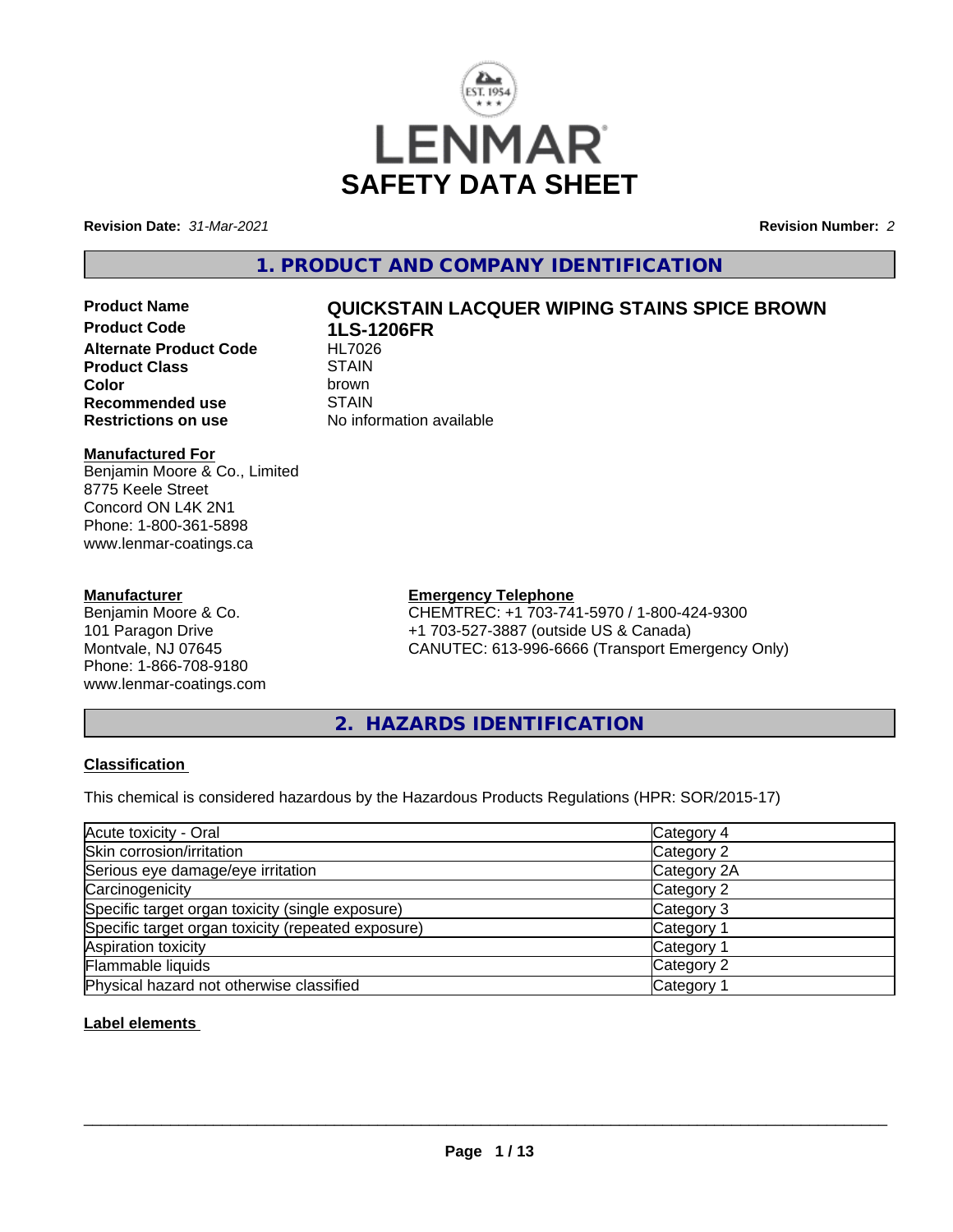LENMAR

# SAFETY DATA SHEET

**Revision Date:** *31-Mar-2021* **Revision Number:** *2*

## 1. PRODUCT AND COMPANY IDENTIFICATION

| | |
|---|---|
| **Product Name** | **QUICKSTAIN LACQUER WIPING STAINS SPICE BROWN** |
| **Product Code** | **1LS-1206FR** |
| **Alternate Product Code** | HL7026 |
| **Product Class** | STAIN |
| **Color** | brown |
| **Recommended use** | STAIN |
| **Restrictions on use** | No information available |

**Manufactured For**
Benjamin Moore & Co., Limited
8775 Keele Street
Concord ON L4K 2N1
Phone: 1-800-361-5898
www.lenmar-coatings.ca

**Manufacturer**
Benjamin Moore & Co.
101 Paragon Drive
Montvale, NJ 07645
Phone: 1-866-708-9180
www.lenmar-coatings.com

**Emergency Telephone**
CHEMTREC: +1 703-741-5970 / 1-800-424-9300
+1 703-527-3887 (outside US & Canada)
CANUTEC: 613-996-6666 (Transport Emergency Only)

## 2. HAZARDS IDENTIFICATION

**Classification**

This chemical is considered hazardous by the Hazardous Products Regulations (HPR: SOR/2015-17)

| | |
|---|---|
| Acute toxicity - Oral | Category 4 |
| Skin corrosion/irritation | Category 2 |
| Serious eye damage/eye irritation | Category 2A |
| Carcinogenicity | Category 2 |
| Specific target organ toxicity (single exposure) | Category 3 |
| Specific target organ toxicity (repeated exposure) | Category 1 |
| Aspiration toxicity | Category 1 |
| Flammable liquids | Category 2 |
| Physical hazard not otherwise classified | Category 1 |

**Label elements**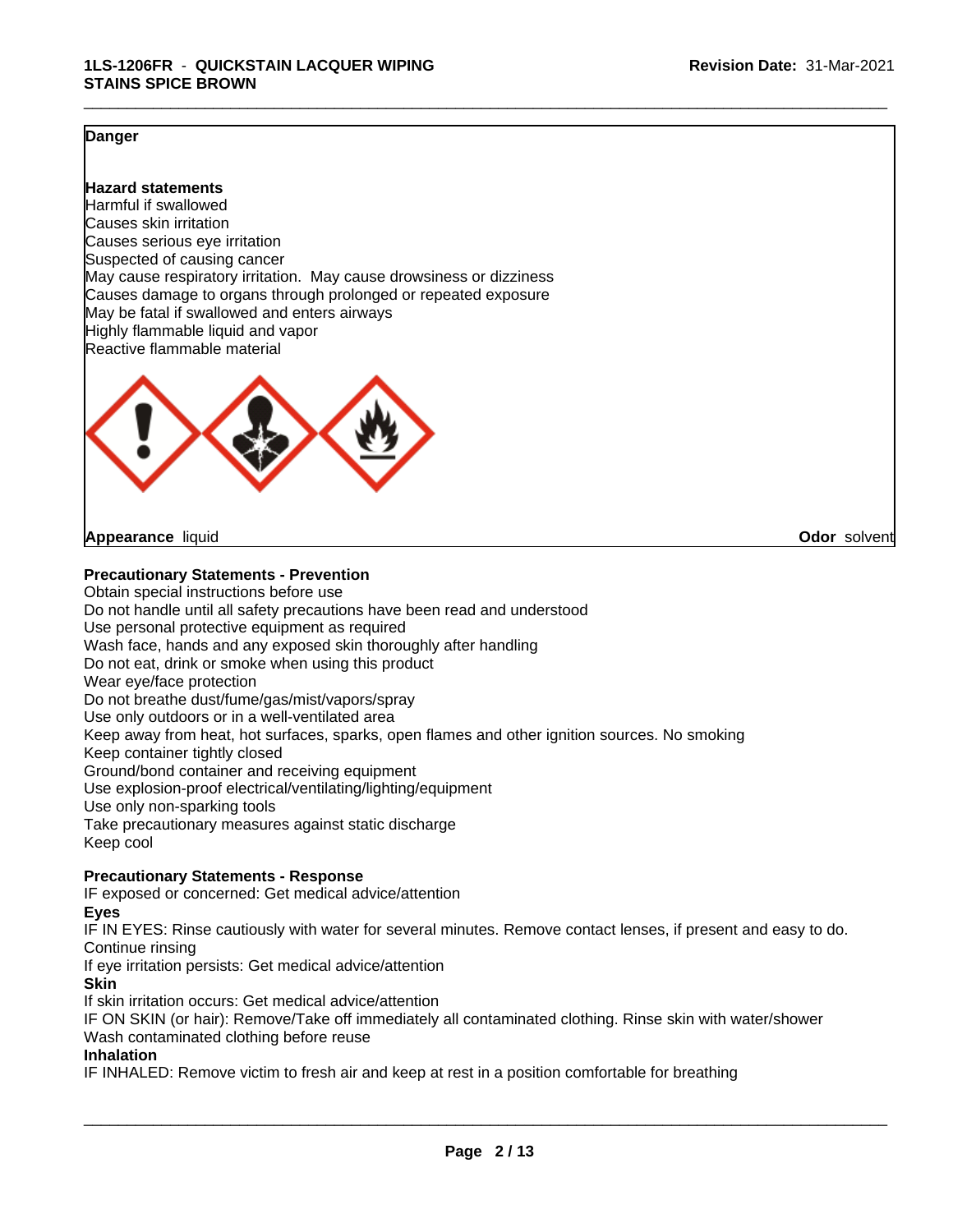**Danger**

**Hazard statements**

Harmful if swallowed
Causes skin irritation
Causes serious eye irritation
Suspected of causing cancer
May cause respiratory irritation. May cause drowsiness or dizziness
Causes damage to organs through prolonged or repeated exposure
May be fatal if swallowed and enters airways
Highly flammable liquid and vapor
Reactive flammable material

**Appearance** liquid **Odor** solvent

**Precautionary Statements - Prevention**

Obtain special instructions before use
Do not handle until all safety precautions have been read and understood
Use personal protective equipment as required
Wash face, hands and any exposed skin thoroughly after handling
Do not eat, drink or smoke when using this product
Wear eye/face protection
Do not breathe dust/fume/gas/mist/vapors/spray
Use only outdoors or in a well-ventilated area
Keep away from heat, hot surfaces, sparks, open flames and other ignition sources. No smoking
Keep container tightly closed
Ground/bond container and receiving equipment
Use explosion-proof electrical/ventilating/lighting/equipment
Use only non-sparking tools
Take precautionary measures against static discharge
Keep cool

**Precautionary Statements - Response**

IF exposed or concerned: Get medical advice/attention

**Eyes**

IF IN EYES: Rinse cautiously with water for several minutes. Remove contact lenses, if present and easy to do. Continue rinsing
If eye irritation persists: Get medical advice/attention

**Skin**

If skin irritation occurs: Get medical advice/attention
IF ON SKIN (or hair): Remove/Take off immediately all contaminated clothing. Rinse skin with water/shower
Wash contaminated clothing before reuse

**Inhalation**

IF INHALED: Remove victim to fresh air and keep at rest in a position comfortable for breathing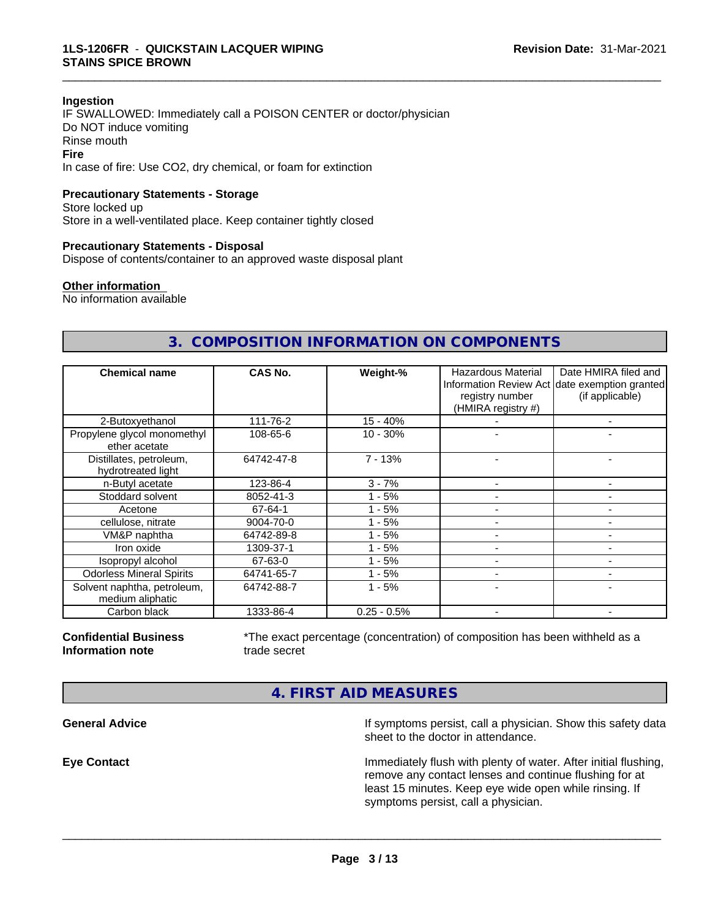**Ingestion**
IF SWALLOWED: Immediately call a POISON CENTER or doctor/physician
Do NOT induce vomiting
Rinse mouth
**Fire**
In case of fire: Use CO2, dry chemical, or foam for extinction

**Precautionary Statements - Storage**
Store locked up
Store in a well-ventilated place. Keep container tightly closed

**Precautionary Statements - Disposal**
Dispose of contents/container to an approved waste disposal plant

**Other information**
No information available

## 3. COMPOSITION INFORMATION ON COMPONENTS

| Chemical name | CAS No. | Weight-% | Hazardous Material Information Review Act registry number (HMIRA registry #) | Date HMIRA filed and date exemption granted (if applicable) |
|---|---|---|---|---|
| 2-Butoxyethanol | 111-76-2 | 15 - 40% | - | - |
| Propylene glycol monomethyl ether acetate | 108-65-6 | 10 - 30% | - | - |
| Distillates, petroleum, hydrotreated light | 64742-47-8 | 7 - 13% | - | - |
| n-Butyl acetate | 123-86-4 | 3 - 7% | - | - |
| Stoddard solvent | 8052-41-3 | 1 - 5% | - | - |
| Acetone | 67-64-1 | 1 - 5% | - | - |
| cellulose, nitrate | 9004-70-0 | 1 - 5% | - | - |
| VM&P naphtha | 64742-89-8 | 1 - 5% | - | - |
| Iron oxide | 1309-37-1 | 1 - 5% | - | - |
| Isopropyl alcohol | 67-63-0 | 1 - 5% | - | - |
| Odorless Mineral Spirits | 64741-65-7 | 1 - 5% | - | - |
| Solvent naphtha, petroleum, medium aliphatic | 64742-88-7 | 1 - 5% | - | - |
| Carbon black | 1333-86-4 | 0.25 - 0.5% | - | - |

**Confidential Business Information note**

*The exact percentage (concentration) of composition has been withheld as a trade secret

## 4. FIRST AID MEASURES

**General Advice**

If symptoms persist, call a physician. Show this safety data sheet to the doctor in attendance.

**Eye Contact**

Immediately flush with plenty of water. After initial flushing, remove any contact lenses and continue flushing for at least 15 minutes. Keep eye wide open while rinsing. If symptoms persist, call a physician.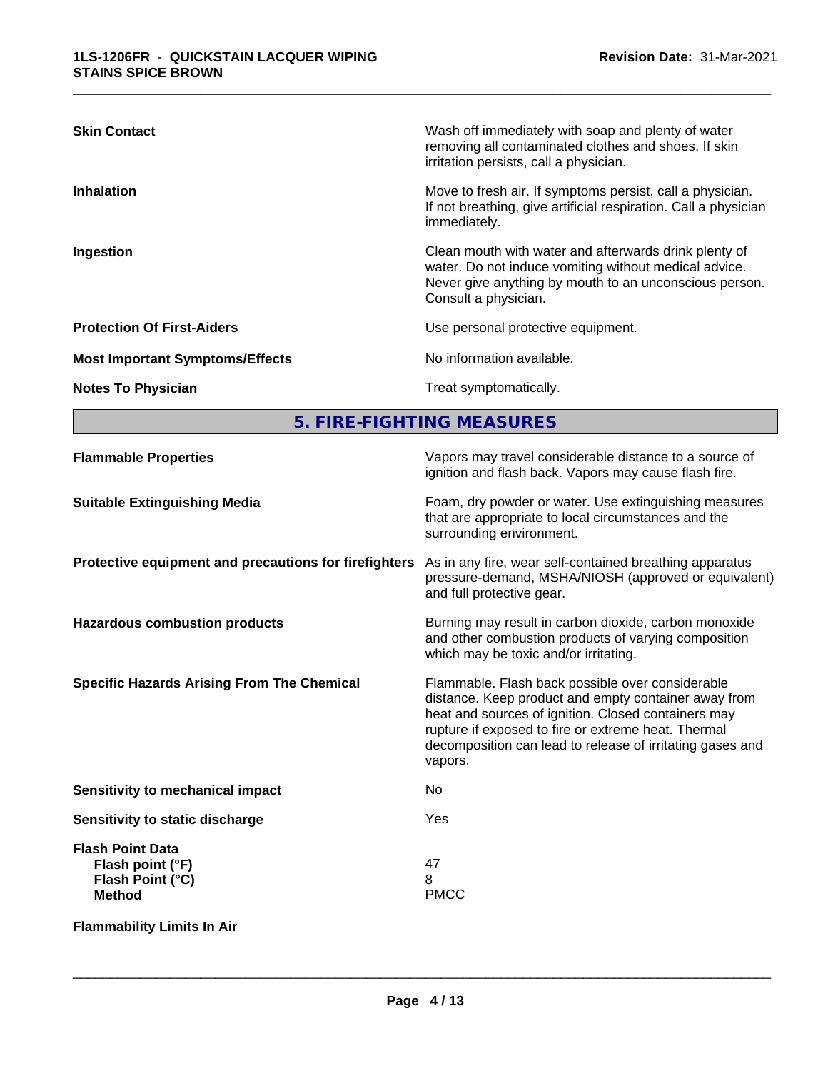| | |
|---|---|
| **Skin Contact** | Wash off immediately with soap and plenty of water removing all contaminated clothes and shoes. If skin irritation persists, call a physician. |
| **Inhalation** | Move to fresh air. If symptoms persist, call a physician. If not breathing, give artificial respiration. Call a physician immediately. |
| **Ingestion** | Clean mouth with water and afterwards drink plenty of water. Do not induce vomiting without medical advice. Never give anything by mouth to an unconscious person. Consult a physician. |
| **Protection Of First-Aiders** | Use personal protective equipment. |
| **Most Important Symptoms/Effects** | No information available. |
| **Notes To Physician** | Treat symptomatically. |

## 5. FIRE-FIGHTING MEASURES

| | |
|---|---|
| **Flammable Properties** | Vapors may travel considerable distance to a source of ignition and flash back. Vapors may cause flash fire. |
| **Suitable Extinguishing Media** | Foam, dry powder or water. Use extinguishing measures that are appropriate to local circumstances and the surrounding environment. |
| **Protective equipment and precautions for firefighters** | As in any fire, wear self-contained breathing apparatus pressure-demand, MSHA/NIOSH (approved or equivalent) and full protective gear. |
| **Hazardous combustion products** | Burning may result in carbon dioxide, carbon monoxide and other combustion products of varying composition which may be toxic and/or irritating. |
| **Specific Hazards Arising From The Chemical** | Flammable. Flash back possible over considerable distance. Keep product and empty container away from heat and sources of ignition. Closed containers may rupture if exposed to fire or extreme heat. Thermal decomposition can lead to release of irritating gases and vapors. |
| **Sensitivity to mechanical impact** | No |
| **Sensitivity to static discharge** | Yes |
| **Flash Point Data** | |
| **Flash point (°F)** | 47 |
| **Flash Point (°C)** | 8 |
| **Method** | PMCC |

**Flammability Limits In Air**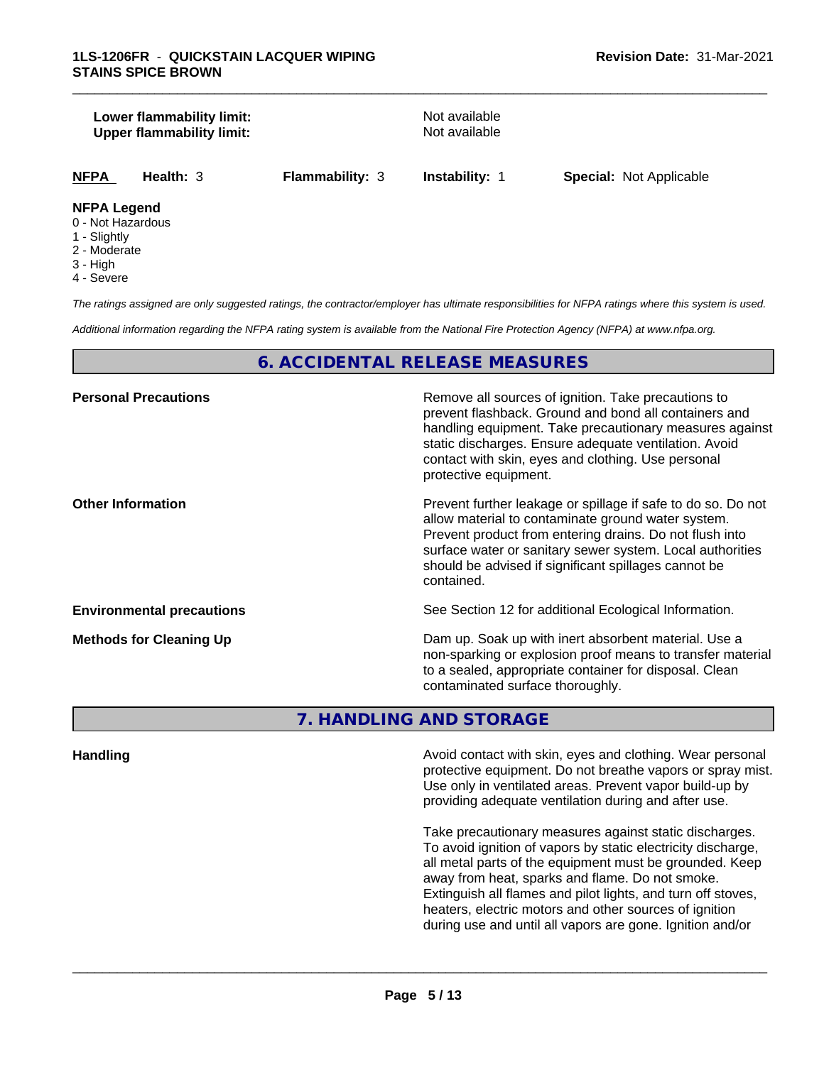**Lower flammability limit:** Not available
**Upper flammability limit:** Not available

| NFPA | Health: 3 | Flammability: 3 | Instability: 1 | Special: Not Applicable |
|---|---|---|---|---|

**NFPA Legend**
0 - Not Hazardous
1 - Slightly
2 - Moderate
3 - High
4 - Severe

*The ratings assigned are only suggested ratings, the contractor/employer has ultimate responsibilities for NFPA ratings where this system is used.*

*Additional information regarding the NFPA rating system is available from the National Fire Protection Agency (NFPA) at www.nfpa.org.*

## 6. ACCIDENTAL RELEASE MEASURES

**Personal Precautions**

Remove all sources of ignition. Take precautions to prevent flashback. Ground and bond all containers and handling equipment. Take precautionary measures against static discharges. Ensure adequate ventilation. Avoid contact with skin, eyes and clothing. Use personal protective equipment.

**Other Information**

Prevent further leakage or spillage if safe to do so. Do not allow material to contaminate ground water system. Prevent product from entering drains. Do not flush into surface water or sanitary sewer system. Local authorities should be advised if significant spillages cannot be contained.

**Environmental precautions**

See Section 12 for additional Ecological Information.

**Methods for Cleaning Up**

Dam up. Soak up with inert absorbent material. Use a non-sparking or explosion proof means to transfer material to a sealed, appropriate container for disposal. Clean contaminated surface thoroughly.

## 7. HANDLING AND STORAGE

**Handling**

Avoid contact with skin, eyes and clothing. Wear personal protective equipment. Do not breathe vapors or spray mist. Use only in ventilated areas. Prevent vapor build-up by providing adequate ventilation during and after use.

Take precautionary measures against static discharges. To avoid ignition of vapors by static electricity discharge, all metal parts of the equipment must be grounded. Keep away from heat, sparks and flame. Do not smoke. Extinguish all flames and pilot lights, and turn off stoves, heaters, electric motors and other sources of ignition during use and until all vapors are gone. Ignition and/or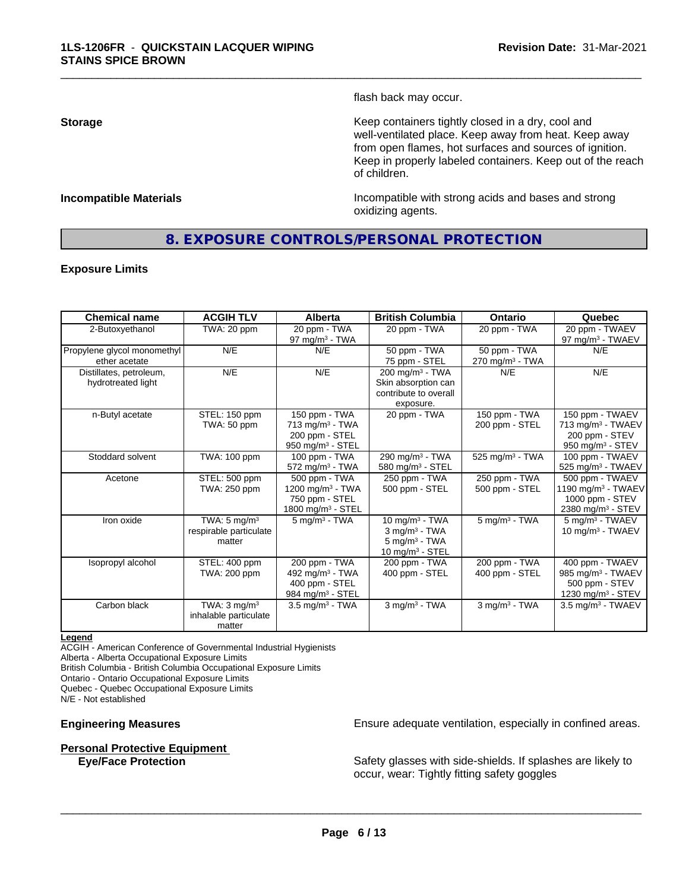flash back may occur.

**Storage**

Keep containers tightly closed in a dry, cool and well-ventilated place. Keep away from heat. Keep away from open flames, hot surfaces and sources of ignition. Keep in properly labeled containers. Keep out of the reach of children.

**Incompatible Materials**

Incompatible with strong acids and bases and strong oxidizing agents.

## 8. EXPOSURE CONTROLS/PERSONAL PROTECTION

### Exposure Limits

| Chemical name | ACGIH TLV | Alberta | British Columbia | Ontario | Quebec |
|---|---|---|---|---|---|
| 2-Butoxyethanol | TWA: 20 ppm | 20 ppm - TWA<br>97 mg/m³ - TWA | 20 ppm - TWA | 20 ppm - TWA | 20 ppm - TWAEV<br>97 mg/m³ - TWAEV |
| Propylene glycol monomethyl ether acetate | N/E | N/E | 50 ppm - TWA<br>75 ppm - STEL | 50 ppm - TWA<br>270 mg/m³ - TWA | N/E |
| Distillates, petroleum, hydrotreated light | N/E | N/E | 200 mg/m³ - TWA<br>Skin absorption can contribute to overall exposure. | N/E | N/E |
| n-Butyl acetate | STEL: 150 ppm<br>TWA: 50 ppm | 150 ppm - TWA<br>713 mg/m³ - TWA<br>200 ppm - STEL<br>950 mg/m³ - STEL | 20 ppm - TWA | 150 ppm - TWA<br>200 ppm - STEL | 150 ppm - TWAEV<br>713 mg/m³ - TWAEV<br>200 ppm - STEV<br>950 mg/m³ - STEV |
| Stoddard solvent | TWA: 100 ppm | 100 ppm - TWA<br>572 mg/m³ - TWA | 290 mg/m³ - TWA<br>580 mg/m³ - STEL | 525 mg/m³ - TWA | 100 ppm - TWAEV<br>525 mg/m³ - TWAEV |
| Acetone | STEL: 500 ppm<br>TWA: 250 ppm | 500 ppm - TWA<br>1200 mg/m³ - TWA<br>750 ppm - STEL<br>1800 mg/m³ - STEL | 250 ppm - TWA<br>500 ppm - STEL | 250 ppm - TWA<br>500 ppm - STEL | 500 ppm - TWAEV<br>1190 mg/m³ - TWAEV<br>1000 ppm - STEV<br>2380 mg/m³ - STEV |
| Iron oxide | TWA: 5 mg/m³ respirable particulate matter | 5 mg/m³ - TWA | 10 mg/m³ - TWA<br>3 mg/m³ - TWA<br>5 mg/m³ - TWA<br>10 mg/m³ - STEL | 5 mg/m³ - TWA | 5 mg/m³ - TWAEV<br>10 mg/m³ - TWAEV |
| Isopropyl alcohol | STEL: 400 ppm<br>TWA: 200 ppm | 200 ppm - TWA<br>492 mg/m³ - TWA<br>400 ppm - STEL<br>984 mg/m³ - STEL | 200 ppm - TWA<br>400 ppm - STEL | 200 ppm - TWA<br>400 ppm - STEL | 400 ppm - TWAEV<br>985 mg/m³ - TWAEV<br>500 ppm - STEV<br>1230 mg/m³ - STEV |
| Carbon black | TWA: 3 mg/m³ inhalable particulate matter | 3.5 mg/m³ - TWA | 3 mg/m³ - TWA | 3 mg/m³ - TWA | 3.5 mg/m³ - TWAEV |

**Legend**

ACGIH - American Conference of Governmental Industrial Hygienists
Alberta - Alberta Occupational Exposure Limits
British Columbia - British Columbia Occupational Exposure Limits
Ontario - Ontario Occupational Exposure Limits
Quebec - Quebec Occupational Exposure Limits
N/E - Not established

**Engineering Measures**

Ensure adequate ventilation, especially in confined areas.

**Personal Protective Equipment**

**Eye/Face Protection**

Safety glasses with side-shields. If splashes are likely to occur, wear: Tightly fitting safety goggles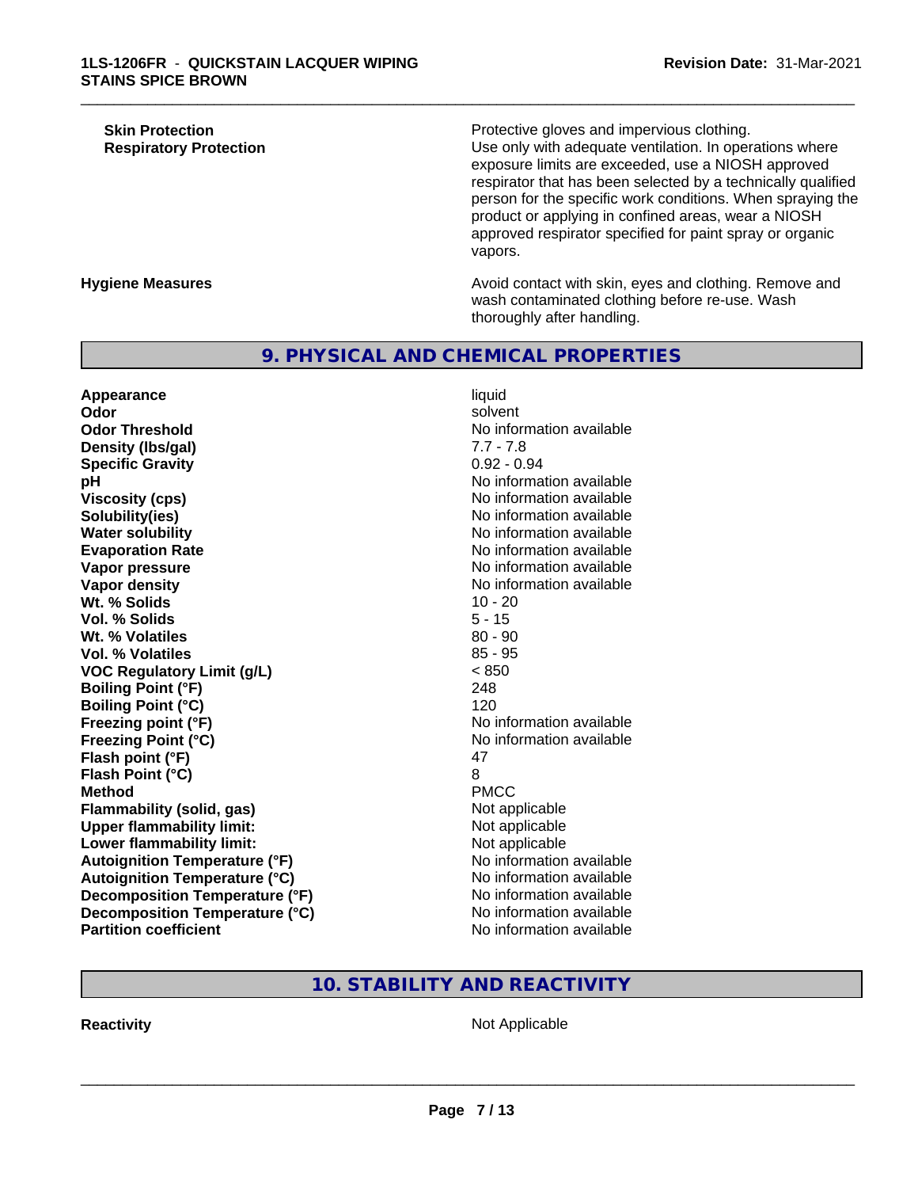| | |
|---|---|
| **Skin Protection** | Protective gloves and impervious clothing. |
| **Respiratory Protection** | Use only with adequate ventilation. In operations where exposure limits are exceeded, use a NIOSH approved respirator that has been selected by a technically qualified person for the specific work conditions. When spraying the product or applying in confined areas, wear a NIOSH approved respirator specified for paint spray or organic vapors. |
| **Hygiene Measures** | Avoid contact with skin, eyes and clothing. Remove and wash contaminated clothing before re-use. Wash thoroughly after handling. |

## 9. PHYSICAL AND CHEMICAL PROPERTIES

| | |
|---|---|
| **Appearance** | liquid |
| **Odor** | solvent |
| **Odor Threshold** | No information available |
| **Density (lbs/gal)** | 7.7 - 7.8 |
| **Specific Gravity** | 0.92 - 0.94 |
| **pH** | No information available |
| **Viscosity (cps)** | No information available |
| **Solubility(ies)** | No information available |
| **Water solubility** | No information available |
| **Evaporation Rate** | No information available |
| **Vapor pressure** | No information available |
| **Vapor density** | No information available |
| **Wt. % Solids** | 10 - 20 |
| **Vol. % Solids** | 5 - 15 |
| **Wt. % Volatiles** | 80 - 90 |
| **Vol. % Volatiles** | 85 - 95 |
| **VOC Regulatory Limit (g/L)** | < 850 |
| **Boiling Point (°F)** | 248 |
| **Boiling Point (°C)** | 120 |
| **Freezing point (°F)** | No information available |
| **Freezing Point (°C)** | No information available |
| **Flash point (°F)** | 47 |
| **Flash Point (°C)** | 8 |
| **Method** | PMCC |
| **Flammability (solid, gas)** | Not applicable |
| **Upper flammability limit:** | Not applicable |
| **Lower flammability limit:** | Not applicable |
| **Autoignition Temperature (°F)** | No information available |
| **Autoignition Temperature (°C)** | No information available |
| **Decomposition Temperature (°F)** | No information available |
| **Decomposition Temperature (°C)** | No information available |
| **Partition coefficient** | No information available |

## 10. STABILITY AND REACTIVITY

| | |
|---|---|
| **Reactivity** | Not Applicable |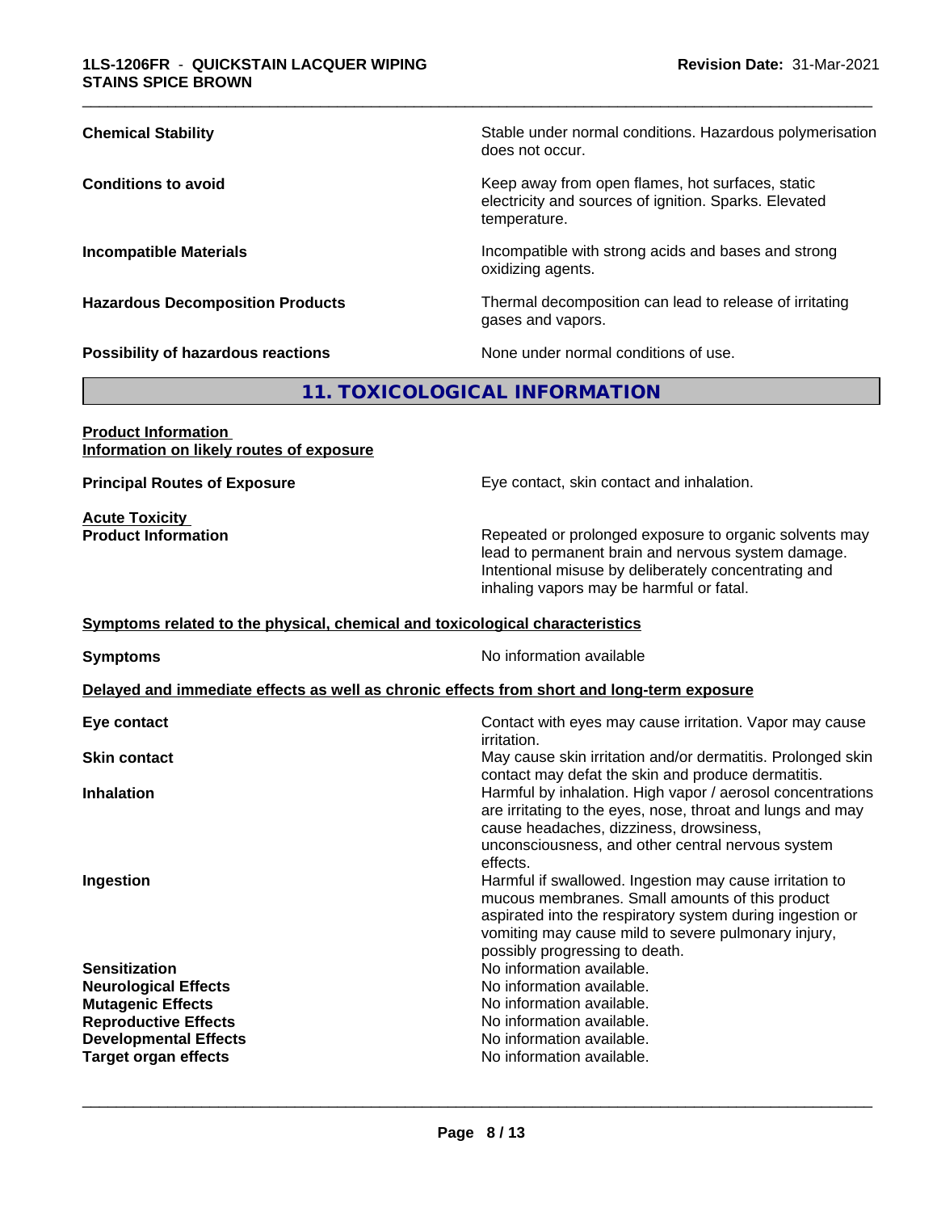**Chemical Stability** — Stable under normal conditions. Hazardous polymerisation does not occur.

**Conditions to avoid** — Keep away from open flames, hot surfaces, static electricity and sources of ignition. Sparks. Elevated temperature.

**Incompatible Materials** — Incompatible with strong acids and bases and strong oxidizing agents.

**Hazardous Decomposition Products** — Thermal decomposition can lead to release of irritating gases and vapors.

**Possibility of hazardous reactions** — None under normal conditions of use.

## 11. TOXICOLOGICAL INFORMATION

**Product Information**
**Information on likely routes of exposure**

**Principal Routes of Exposure** — Eye contact, skin contact and inhalation.

**Acute Toxicity**
**Product Information** — Repeated or prolonged exposure to organic solvents may lead to permanent brain and nervous system damage. Intentional misuse by deliberately concentrating and inhaling vapors may be harmful or fatal.

**Symptoms related to the physical, chemical and toxicological characteristics**

**Symptoms** — No information available

**Delayed and immediate effects as well as chronic effects from short and long-term exposure**

**Eye contact** — Contact with eyes may cause irritation. Vapor may cause irritation.

**Skin contact** — May cause skin irritation and/or dermatitis. Prolonged skin contact may defat the skin and produce dermatitis.

**Inhalation** — Harmful by inhalation. High vapor / aerosol concentrations are irritating to the eyes, nose, throat and lungs and may cause headaches, dizziness, drowsiness, unconsciousness, and other central nervous system effects.

**Ingestion** — Harmful if swallowed. Ingestion may cause irritation to mucous membranes. Small amounts of this product aspirated into the respiratory system during ingestion or vomiting may cause mild to severe pulmonary injury, possibly progressing to death.

**Sensitization** — No information available.
**Neurological Effects** — No information available.
**Mutagenic Effects** — No information available.
**Reproductive Effects** — No information available.
**Developmental Effects** — No information available.
**Target organ effects** — No information available.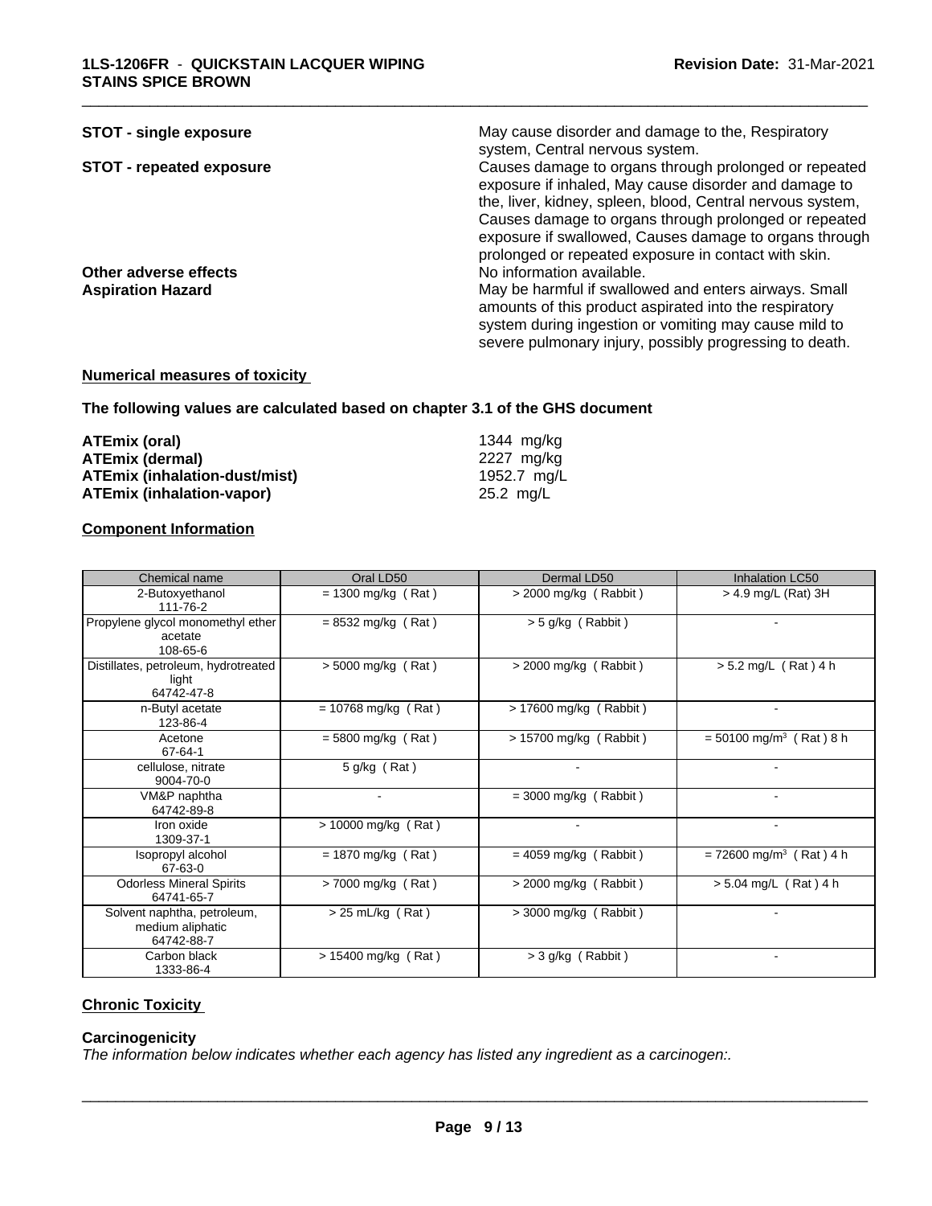**STOT - single exposure** May cause disorder and damage to the, Respiratory system, Central nervous system.

**STOT - repeated exposure** Causes damage to organs through prolonged or repeated exposure if inhaled, May cause disorder and damage to the, liver, kidney, spleen, blood, Central nervous system, Causes damage to organs through prolonged or repeated exposure if swallowed, Causes damage to organs through prolonged or repeated exposure in contact with skin.

**Other adverse effects** No information available.

**Aspiration Hazard** May be harmful if swallowed and enters airways. Small amounts of this product aspirated into the respiratory system during ingestion or vomiting may cause mild to severe pulmonary injury, possibly progressing to death.

**Numerical measures of toxicity**

**The following values are calculated based on chapter 3.1 of the GHS document**

**ATEmix (oral)** 1344 mg/kg
**ATEmix (dermal)** 2227 mg/kg
**ATEmix (inhalation-dust/mist)** 1952.7 mg/L
**ATEmix (inhalation-vapor)** 25.2 mg/L

**Component Information**

| Chemical name | Oral LD50 | Dermal LD50 | Inhalation LC50 |
|---|---|---|---|
| 2-Butoxyethanol 111-76-2 | = 1300 mg/kg ( Rat ) | > 2000 mg/kg ( Rabbit ) | > 4.9 mg/L (Rat) 3H |
| Propylene glycol monomethyl ether acetate 108-65-6 | = 8532 mg/kg ( Rat ) | > 5 g/kg ( Rabbit ) | - |
| Distillates, petroleum, hydrotreated light 64742-47-8 | > 5000 mg/kg ( Rat ) | > 2000 mg/kg ( Rabbit ) | > 5.2 mg/L ( Rat ) 4 h |
| n-Butyl acetate 123-86-4 | = 10768 mg/kg ( Rat ) | > 17600 mg/kg ( Rabbit ) | - |
| Acetone 67-64-1 | = 5800 mg/kg ( Rat ) | > 15700 mg/kg ( Rabbit ) | = 50100 mg/m$^3$ ( Rat ) 8 h |
| cellulose, nitrate 9004-70-0 | 5 g/kg ( Rat ) | - | - |
| VM&P naphtha 64742-89-8 | - | = 3000 mg/kg ( Rabbit ) | - |
| Iron oxide 1309-37-1 | > 10000 mg/kg ( Rat ) | - | - |
| Isopropyl alcohol 67-63-0 | = 1870 mg/kg ( Rat ) | = 4059 mg/kg ( Rabbit ) | = 72600 mg/m$^3$ ( Rat ) 4 h |
| Odorless Mineral Spirits 64741-65-7 | > 7000 mg/kg ( Rat ) | > 2000 mg/kg ( Rabbit ) | > 5.04 mg/L ( Rat ) 4 h |
| Solvent naphtha, petroleum, medium aliphatic 64742-88-7 | > 25 mL/kg ( Rat ) | > 3000 mg/kg ( Rabbit ) | - |
| Carbon black 1333-86-4 | > 15400 mg/kg ( Rat ) | > 3 g/kg ( Rabbit ) | - |

**Chronic Toxicity**

**Carcinogenicity**

*The information below indicates whether each agency has listed any ingredient as a carcinogen:.*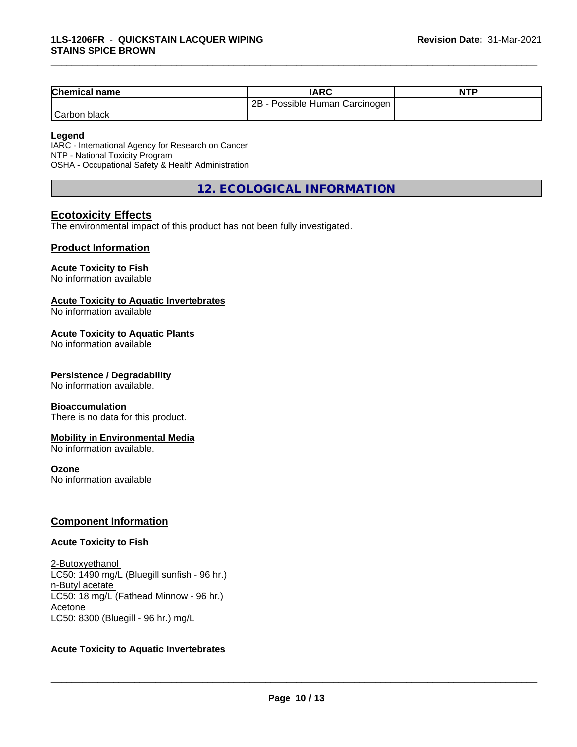| Chemical name | IARC | NTP |
|---|---|---|
| Carbon black | 2B - Possible Human Carcinogen | |

**Legend**
IARC - International Agency for Research on Cancer
NTP - National Toxicity Program
OSHA - Occupational Safety & Health Administration

## 12. ECOLOGICAL INFORMATION

### Ecotoxicity Effects

The environmental impact of this product has not been fully investigated.

### Product Information

**Acute Toxicity to Fish**
No information available

**Acute Toxicity to Aquatic Invertebrates**
No information available

**Acute Toxicity to Aquatic Plants**
No information available

**Persistence / Degradability**
No information available.

**Bioaccumulation**
There is no data for this product.

**Mobility in Environmental Media**
No information available.

**Ozone**
No information available

### Component Information

**Acute Toxicity to Fish**

2-Butoxyethanol
LC50: 1490 mg/L (Bluegill sunfish - 96 hr.)
n-Butyl acetate
LC50: 18 mg/L (Fathead Minnow - 96 hr.)
Acetone
LC50: 8300 (Bluegill - 96 hr.) mg/L

**Acute Toxicity to Aquatic Invertebrates**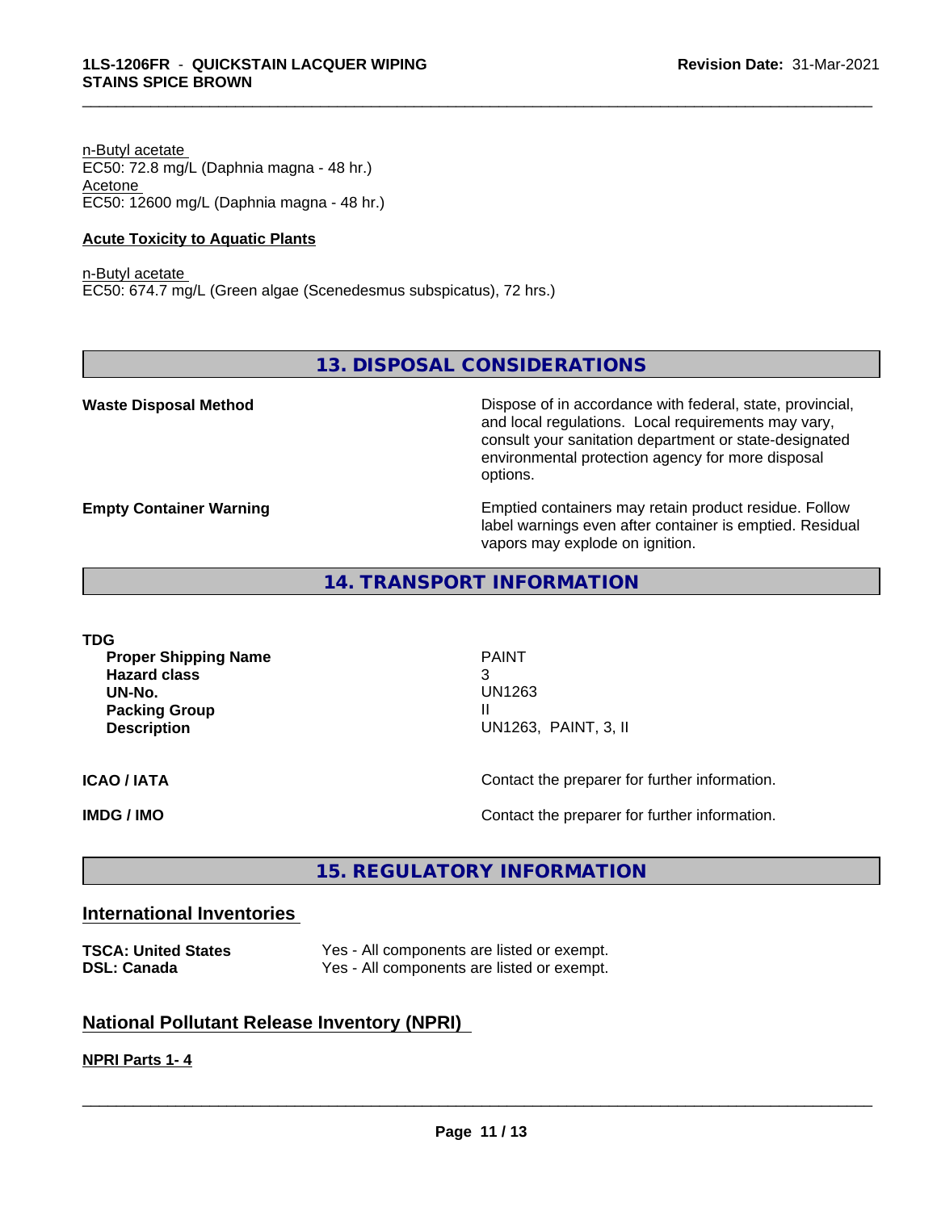n-Butyl acetate
EC50: 72.8 mg/L (Daphnia magna - 48 hr.)
Acetone
EC50: 12600 mg/L (Daphnia magna - 48 hr.)

**Acute Toxicity to Aquatic Plants**

n-Butyl acetate
EC50: 674.7 mg/L (Green algae (Scenedesmus subspicatus), 72 hrs.)

## 13. DISPOSAL CONSIDERATIONS

**Waste Disposal Method** Dispose of in accordance with federal, state, provincial, and local regulations. Local requirements may vary, consult your sanitation department or state-designated environmental protection agency for more disposal options.

**Empty Container Warning** Emptied containers may retain product residue. Follow label warnings even after container is emptied. Residual vapors may explode on ignition.

## 14. TRANSPORT INFORMATION

**TDG**

| | |
|---|---|
| **Proper Shipping Name** | PAINT |
| **Hazard class** | 3 |
| **UN-No.** | UN1263 |
| **Packing Group** | II |
| **Description** | UN1263, PAINT, 3, II |

**ICAO / IATA** Contact the preparer for further information.

**IMDG / IMO** Contact the preparer for further information.

## 15. REGULATORY INFORMATION

### International Inventories

| | |
|---|---|
| **TSCA: United States** | Yes - All components are listed or exempt. |
| **DSL: Canada** | Yes - All components are listed or exempt. |

### National Pollutant Release Inventory (NPRI)

**NPRI Parts 1- 4**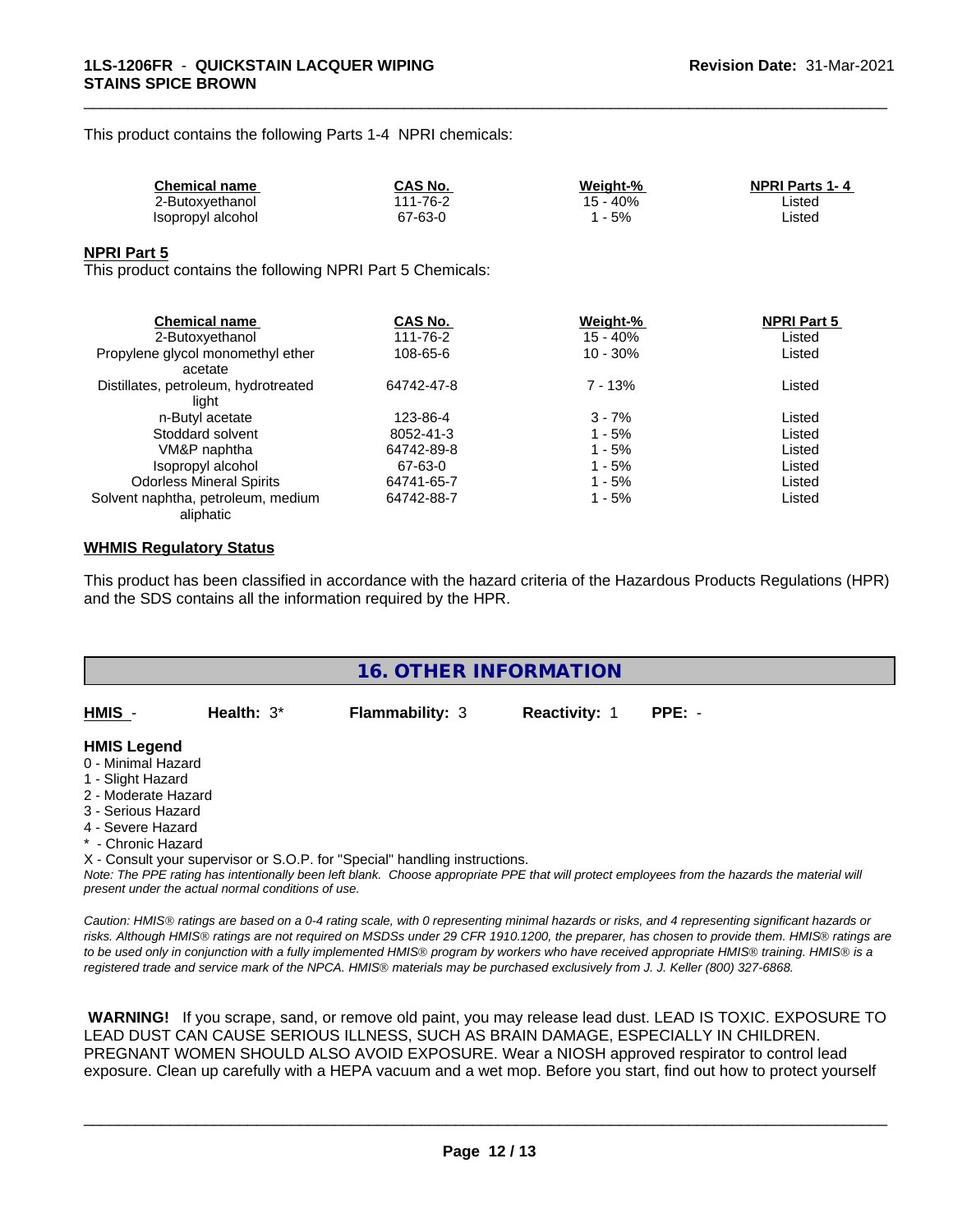This product contains the following Parts 1-4 NPRI chemicals:

| Chemical name | CAS No. | Weight-% | NPRI Parts 1- 4 |
|---|---|---|---|
| 2-Butoxyethanol | 111-76-2 | 15 - 40% | Listed |
| Isopropyl alcohol | 67-63-0 | 1 - 5% | Listed |

**NPRI Part 5**

This product contains the following NPRI Part 5 Chemicals:

| Chemical name | CAS No. | Weight-% | NPRI Part 5 |
|---|---|---|---|
| 2-Butoxyethanol | 111-76-2 | 15 - 40% | Listed |
| Propylene glycol monomethyl ether acetate | 108-65-6 | 10 - 30% | Listed |
| Distillates, petroleum, hydrotreated light | 64742-47-8 | 7 - 13% | Listed |
| n-Butyl acetate | 123-86-4 | 3 - 7% | Listed |
| Stoddard solvent | 8052-41-3 | 1 - 5% | Listed |
| VM&P naphtha | 64742-89-8 | 1 - 5% | Listed |
| Isopropyl alcohol | 67-63-0 | 1 - 5% | Listed |
| Odorless Mineral Spirits | 64741-65-7 | 1 - 5% | Listed |
| Solvent naphtha, petroleum, medium aliphatic | 64742-88-7 | 1 - 5% | Listed |

**WHMIS Regulatory Status**

This product has been classified in accordance with the hazard criteria of the Hazardous Products Regulations (HPR) and the SDS contains all the information required by the HPR.

## 16. OTHER INFORMATION

**HMIS** - **Health:** 3* **Flammability:** 3 **Reactivity:** 1 **PPE:** -

**HMIS Legend**

0 - Minimal Hazard
1 - Slight Hazard
2 - Moderate Hazard
3 - Serious Hazard
4 - Severe Hazard
* - Chronic Hazard
X - Consult your supervisor or S.O.P. for "Special" handling instructions.

*Note: The PPE rating has intentionally been left blank. Choose appropriate PPE that will protect employees from the hazards the material will present under the actual normal conditions of use.*

*Caution: HMIS® ratings are based on a 0-4 rating scale, with 0 representing minimal hazards or risks, and 4 representing significant hazards or risks. Although HMIS® ratings are not required on MSDSs under 29 CFR 1910.1200, the preparer, has chosen to provide them. HMIS® ratings are to be used only in conjunction with a fully implemented HMIS® program by workers who have received appropriate HMIS® training. HMIS® is a registered trade and service mark of the NPCA. HMIS® materials may be purchased exclusively from J. J. Keller (800) 327-6868.*

**WARNING!** If you scrape, sand, or remove old paint, you may release lead dust. LEAD IS TOXIC. EXPOSURE TO LEAD DUST CAN CAUSE SERIOUS ILLNESS, SUCH AS BRAIN DAMAGE, ESPECIALLY IN CHILDREN. PREGNANT WOMEN SHOULD ALSO AVOID EXPOSURE. Wear a NIOSH approved respirator to control lead exposure. Clean up carefully with a HEPA vacuum and a wet mop. Before you start, find out how to protect yourself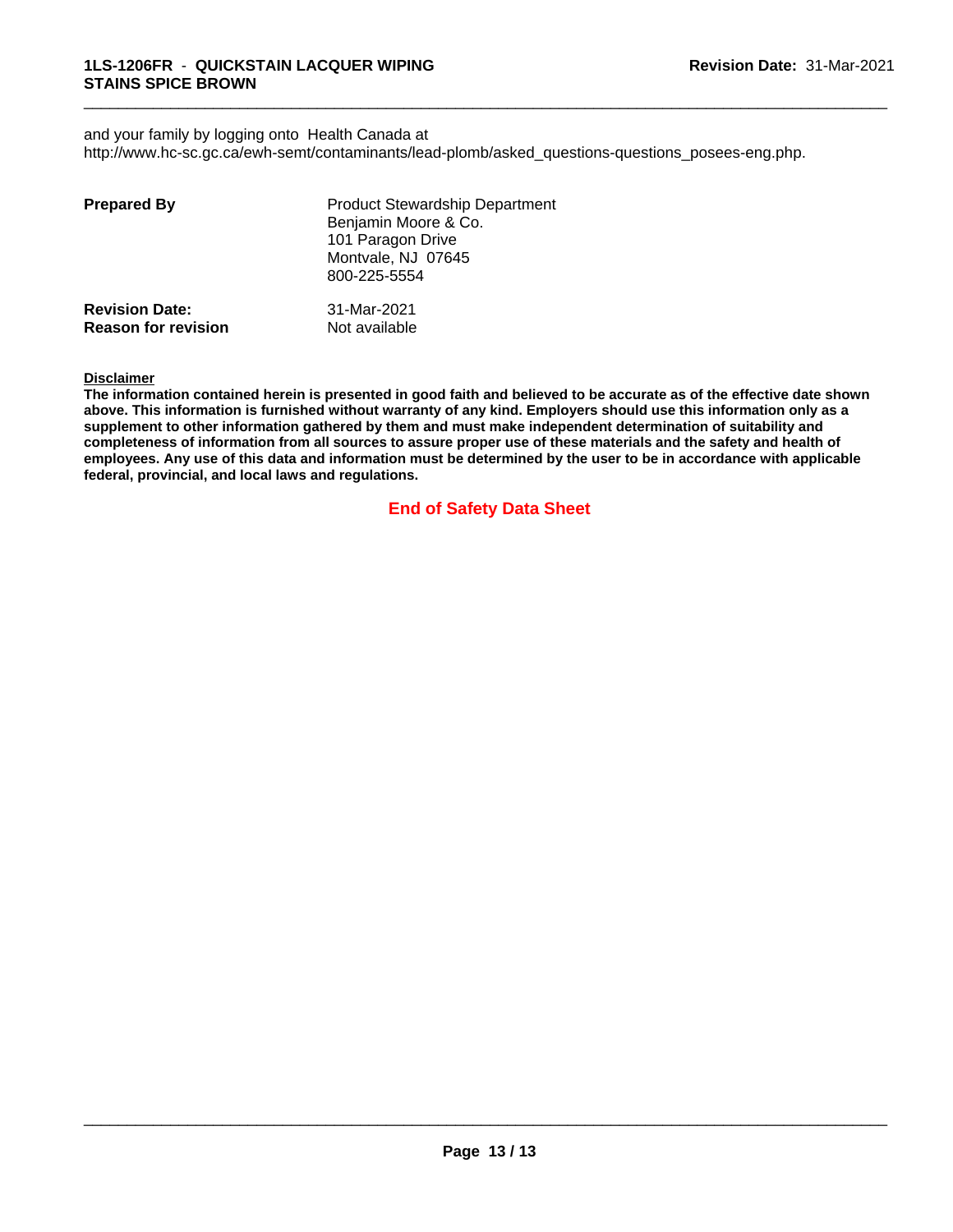and your family by logging onto Health Canada at http://www.hc-sc.gc.ca/ewh-semt/contaminants/lead-plomb/asked_questions-questions_posees-eng.php.

| | |
|---|---|
| **Prepared By** | Product Stewardship Department<br>Benjamin Moore & Co.<br>101 Paragon Drive<br>Montvale, NJ 07645<br>800-225-5554 |
| **Revision Date:** | 31-Mar-2021 |
| **Reason for revision** | Not available |

**Disclaimer**

**The information contained herein is presented in good faith and believed to be accurate as of the effective date shown above. This information is furnished without warranty of any kind. Employers should use this information only as a supplement to other information gathered by them and must make independent determination of suitability and completeness of information from all sources to assure proper use of these materials and the safety and health of employees. Any use of this data and information must be determined by the user to be in accordance with applicable federal, provincial, and local laws and regulations.**

**End of Safety Data Sheet**